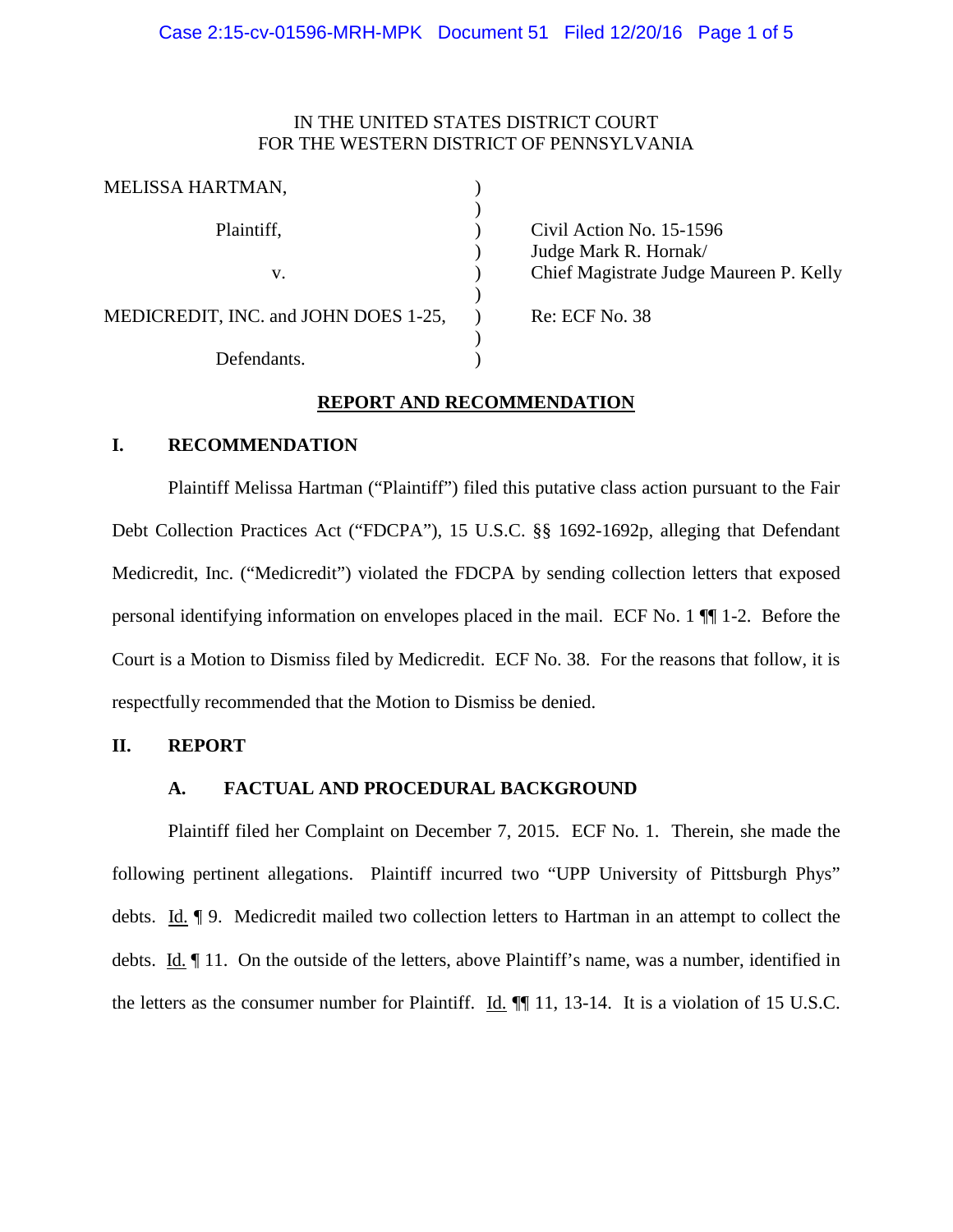IN THE UNITED STATES DISTRICT COURT
FOR THE WESTERN DISTRICT OF PENNSYLVANIA

| | | |
|---|---|---|
| MELISSA HARTMAN, | ) | |
| Plaintiff, | ) | Civil Action No. 15-1596 |
| | ) | Judge Mark R. Hornak/ |
| v. | ) | Chief Magistrate Judge Maureen P. Kelly |
| MEDICREDIT, INC. and JOHN DOES 1-25, | ) | Re: ECF No. 38 |
| Defendants. | ) | |

## REPORT AND RECOMMENDATION

### I. RECOMMENDATION

Plaintiff Melissa Hartman ("Plaintiff") filed this putative class action pursuant to the Fair Debt Collection Practices Act ("FDCPA"), 15 U.S.C. §§ 1692-1692p, alleging that Defendant Medicredit, Inc. ("Medicredit") violated the FDCPA by sending collection letters that exposed personal identifying information on envelopes placed in the mail. ECF No. 1 ¶¶ 1-2. Before the Court is a Motion to Dismiss filed by Medicredit. ECF No. 38. For the reasons that follow, it is respectfully recommended that the Motion to Dismiss be denied.

### II. REPORT

#### A. FACTUAL AND PROCEDURAL BACKGROUND

Plaintiff filed her Complaint on December 7, 2015. ECF No. 1. Therein, she made the following pertinent allegations. Plaintiff incurred two "UPP University of Pittsburgh Phys" debts. Id. ¶ 9. Medicredit mailed two collection letters to Hartman in an attempt to collect the debts. Id. ¶ 11. On the outside of the letters, above Plaintiff's name, was a number, identified in the letters as the consumer number for Plaintiff. Id. ¶¶ 11, 13-14. It is a violation of 15 U.S.C.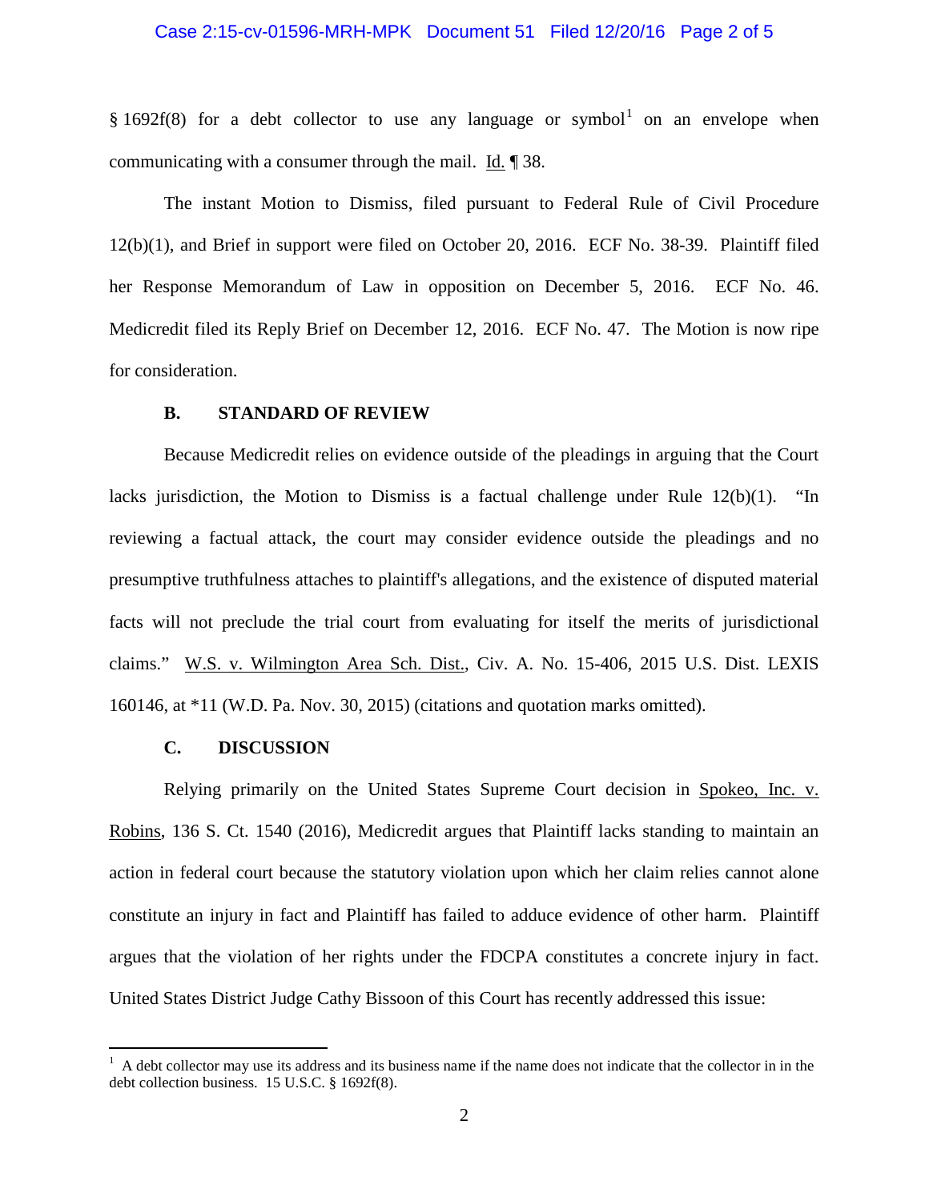§ 1692f(8) for a debt collector to use any language or symbol[1] on an envelope when communicating with a consumer through the mail. Id. ¶ 38.

The instant Motion to Dismiss, filed pursuant to Federal Rule of Civil Procedure 12(b)(1), and Brief in support were filed on October 20, 2016. ECF No. 38-39. Plaintiff filed her Response Memorandum of Law in opposition on December 5, 2016. ECF No. 46. Medicredit filed its Reply Brief on December 12, 2016. ECF No. 47. The Motion is now ripe for consideration.

**B. STANDARD OF REVIEW**

Because Medicredit relies on evidence outside of the pleadings in arguing that the Court lacks jurisdiction, the Motion to Dismiss is a factual challenge under Rule 12(b)(1). "In reviewing a factual attack, the court may consider evidence outside the pleadings and no presumptive truthfulness attaches to plaintiff's allegations, and the existence of disputed material facts will not preclude the trial court from evaluating for itself the merits of jurisdictional claims." W.S. v. Wilmington Area Sch. Dist., Civ. A. No. 15-406, 2015 U.S. Dist. LEXIS 160146, at *11 (W.D. Pa. Nov. 30, 2015) (citations and quotation marks omitted).

**C. DISCUSSION**

Relying primarily on the United States Supreme Court decision in Spokeo, Inc. v. Robins, 136 S. Ct. 1540 (2016), Medicredit argues that Plaintiff lacks standing to maintain an action in federal court because the statutory violation upon which her claim relies cannot alone constitute an injury in fact and Plaintiff has failed to adduce evidence of other harm. Plaintiff argues that the violation of her rights under the FDCPA constitutes a concrete injury in fact. United States District Judge Cathy Bissoon of this Court has recently addressed this issue:

---

[1] A debt collector may use its address and its business name if the name does not indicate that the collector in in the debt collection business. 15 U.S.C. § 1692f(8).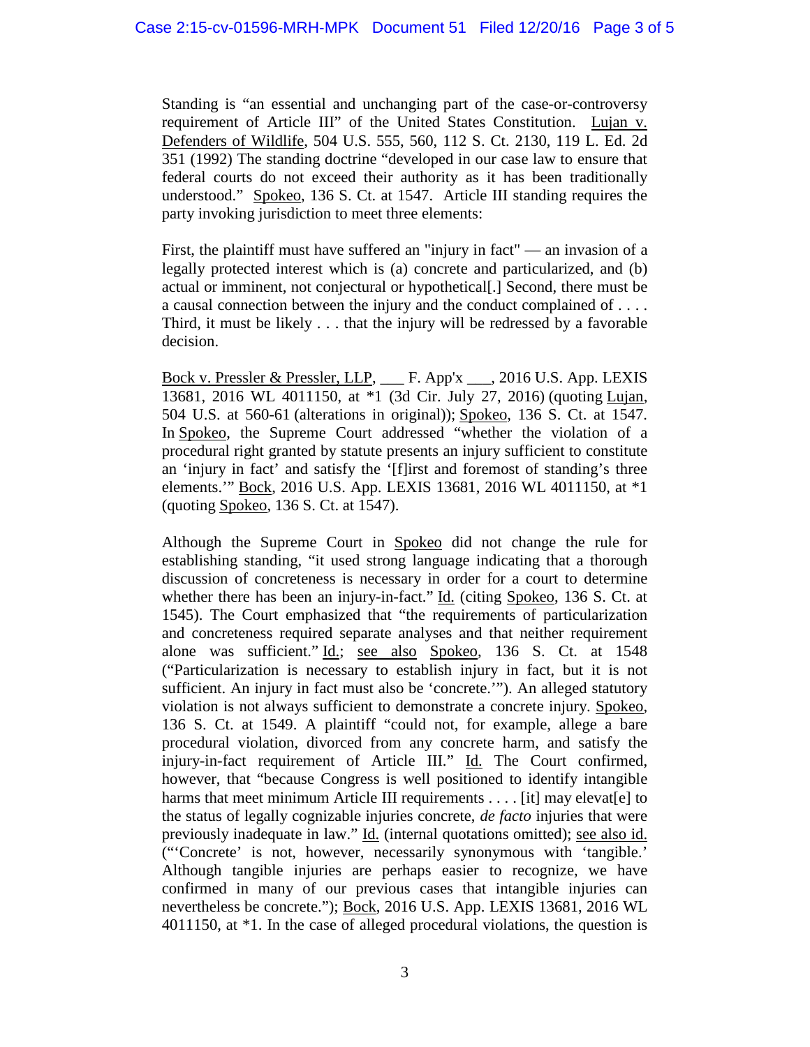Standing is "an essential and unchanging part of the case-or-controversy requirement of Article III" of the United States Constitution. Lujan v. Defenders of Wildlife, 504 U.S. 555, 560, 112 S. Ct. 2130, 119 L. Ed. 2d 351 (1992) The standing doctrine "developed in our case law to ensure that federal courts do not exceed their authority as it has been traditionally understood." Spokeo, 136 S. Ct. at 1547. Article III standing requires the party invoking jurisdiction to meet three elements:

> First, the plaintiff must have suffered an "injury in fact" — an invasion of a legally protected interest which is (a) concrete and particularized, and (b) actual or imminent, not conjectural or hypothetical[.] Second, there must be a causal connection between the injury and the conduct complained of . . . . Third, it must be likely . . . that the injury will be redressed by a favorable decision.

Bock v. Pressler & Pressler, LLP, ___ F. App'x ___, 2016 U.S. App. LEXIS 13681, 2016 WL 4011150, at *1 (3d Cir. July 27, 2016) (quoting Lujan, 504 U.S. at 560-61 (alterations in original)); Spokeo, 136 S. Ct. at 1547. In Spokeo, the Supreme Court addressed "whether the violation of a procedural right granted by statute presents an injury sufficient to constitute an 'injury in fact' and satisfy the '[f]irst and foremost of standing's three elements.'" Bock, 2016 U.S. App. LEXIS 13681, 2016 WL 4011150, at *1 (quoting Spokeo, 136 S. Ct. at 1547).

Although the Supreme Court in Spokeo did not change the rule for establishing standing, "it used strong language indicating that a thorough discussion of concreteness is necessary in order for a court to determine whether there has been an injury-in-fact." Id. (citing Spokeo, 136 S. Ct. at 1545). The Court emphasized that "the requirements of particularization and concreteness required separate analyses and that neither requirement alone was sufficient." Id.; see also Spokeo, 136 S. Ct. at 1548 ("Particularization is necessary to establish injury in fact, but it is not sufficient. An injury in fact must also be 'concrete.'"). An alleged statutory violation is not always sufficient to demonstrate a concrete injury. Spokeo, 136 S. Ct. at 1549. A plaintiff "could not, for example, allege a bare procedural violation, divorced from any concrete harm, and satisfy the injury-in-fact requirement of Article III." Id. The Court confirmed, however, that "because Congress is well positioned to identify intangible harms that meet minimum Article III requirements . . . . [it] may elevat[e] to the status of legally cognizable injuries concrete, *de facto* injuries that were previously inadequate in law." Id. (internal quotations omitted); see also id. ("'Concrete' is not, however, necessarily synonymous with 'tangible.' Although tangible injuries are perhaps easier to recognize, we have confirmed in many of our previous cases that intangible injuries can nevertheless be concrete."); Bock, 2016 U.S. App. LEXIS 13681, 2016 WL 4011150, at *1. In the case of alleged procedural violations, the question is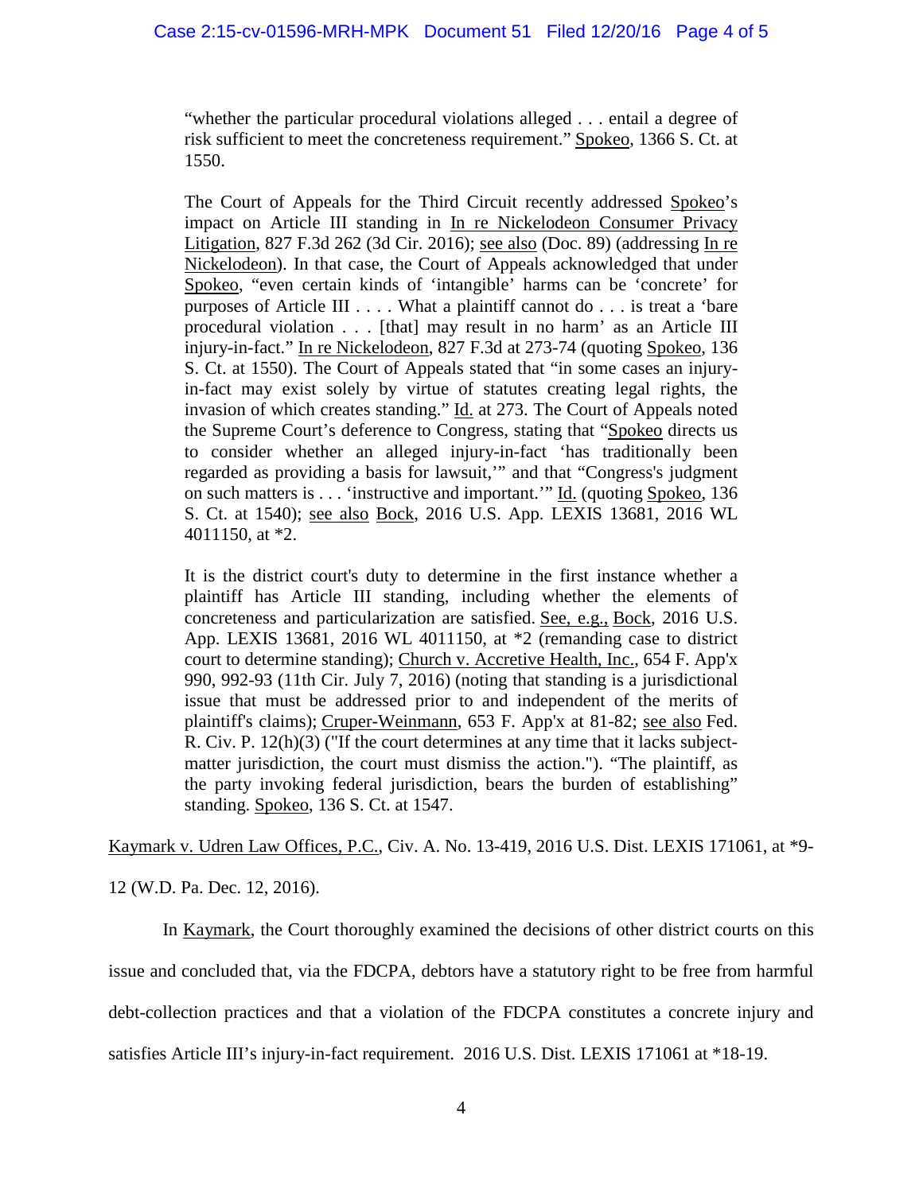> "whether the particular procedural violations alleged . . . entail a degree of risk sufficient to meet the concreteness requirement." Spokeo, 1366 S. Ct. at 1550.
>
> The Court of Appeals for the Third Circuit recently addressed Spokeo's impact on Article III standing in In re Nickelodeon Consumer Privacy Litigation, 827 F.3d 262 (3d Cir. 2016); see also (Doc. 89) (addressing In re Nickelodeon). In that case, the Court of Appeals acknowledged that under Spokeo, "even certain kinds of 'intangible' harms can be 'concrete' for purposes of Article III . . . . What a plaintiff cannot do . . . is treat a 'bare procedural violation . . . [that] may result in no harm' as an Article III injury-in-fact." In re Nickelodeon, 827 F.3d at 273-74 (quoting Spokeo, 136 S. Ct. at 1550). The Court of Appeals stated that "in some cases an injury-in-fact may exist solely by virtue of statutes creating legal rights, the invasion of which creates standing." Id. at 273. The Court of Appeals noted the Supreme Court's deference to Congress, stating that "Spokeo directs us to consider whether an alleged injury-in-fact 'has traditionally been regarded as providing a basis for lawsuit,'" and that "Congress's judgment on such matters is . . . 'instructive and important.'" Id. (quoting Spokeo, 136 S. Ct. at 1540); see also Bock, 2016 U.S. App. LEXIS 13681, 2016 WL 4011150, at *2.
>
> It is the district court's duty to determine in the first instance whether a plaintiff has Article III standing, including whether the elements of concreteness and particularization are satisfied. See, e.g., Bock, 2016 U.S. App. LEXIS 13681, 2016 WL 4011150, at *2 (remanding case to district court to determine standing); Church v. Accretive Health, Inc., 654 F. App'x 990, 992-93 (11th Cir. July 7, 2016) (noting that standing is a jurisdictional issue that must be addressed prior to and independent of the merits of plaintiff's claims); Cruper-Weinmann, 653 F. App'x at 81-82; see also Fed. R. Civ. P. 12(h)(3) ("If the court determines at any time that it lacks subject-matter jurisdiction, the court must dismiss the action."). "The plaintiff, as the party invoking federal jurisdiction, bears the burden of establishing" standing. Spokeo, 136 S. Ct. at 1547.

Kaymark v. Udren Law Offices, P.C., Civ. A. No. 13-419, 2016 U.S. Dist. LEXIS 171061, at *9-12 (W.D. Pa. Dec. 12, 2016).

In Kaymark, the Court thoroughly examined the decisions of other district courts on this issue and concluded that, via the FDCPA, debtors have a statutory right to be free from harmful debt-collection practices and that a violation of the FDCPA constitutes a concrete injury and satisfies Article III's injury-in-fact requirement. 2016 U.S. Dist. LEXIS 171061 at *18-19.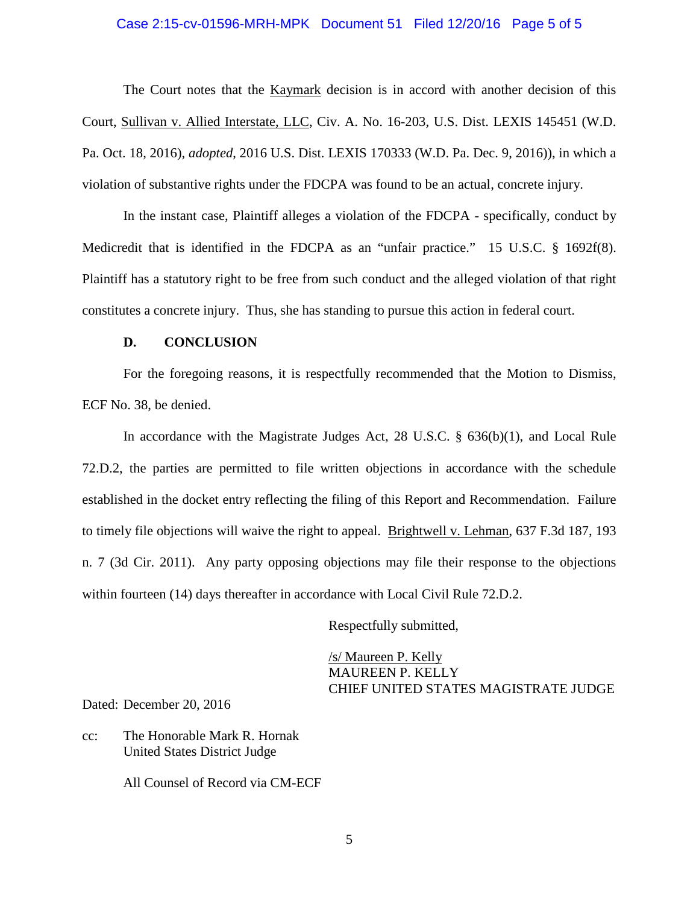The Court notes that the Kaymark decision is in accord with another decision of this Court, Sullivan v. Allied Interstate, LLC, Civ. A. No. 16-203, U.S. Dist. LEXIS 145451 (W.D. Pa. Oct. 18, 2016), *adopted*, 2016 U.S. Dist. LEXIS 170333 (W.D. Pa. Dec. 9, 2016)), in which a violation of substantive rights under the FDCPA was found to be an actual, concrete injury.

In the instant case, Plaintiff alleges a violation of the FDCPA - specifically, conduct by Medicredit that is identified in the FDCPA as an "unfair practice." 15 U.S.C. § 1692f(8). Plaintiff has a statutory right to be free from such conduct and the alleged violation of that right constitutes a concrete injury. Thus, she has standing to pursue this action in federal court.

### D. CONCLUSION

For the foregoing reasons, it is respectfully recommended that the Motion to Dismiss, ECF No. 38, be denied.

In accordance with the Magistrate Judges Act, 28 U.S.C. § 636(b)(1), and Local Rule 72.D.2, the parties are permitted to file written objections in accordance with the schedule established in the docket entry reflecting the filing of this Report and Recommendation. Failure to timely file objections will waive the right to appeal. Brightwell v. Lehman, 637 F.3d 187, 193 n. 7 (3d Cir. 2011). Any party opposing objections may file their response to the objections within fourteen (14) days thereafter in accordance with Local Civil Rule 72.D.2.

Respectfully submitted,

/s/ Maureen P. Kelly
MAUREEN P. KELLY
CHIEF UNITED STATES MAGISTRATE JUDGE

Dated: December 20, 2016

cc: The Honorable Mark R. Hornak
United States District Judge

All Counsel of Record via CM-ECF